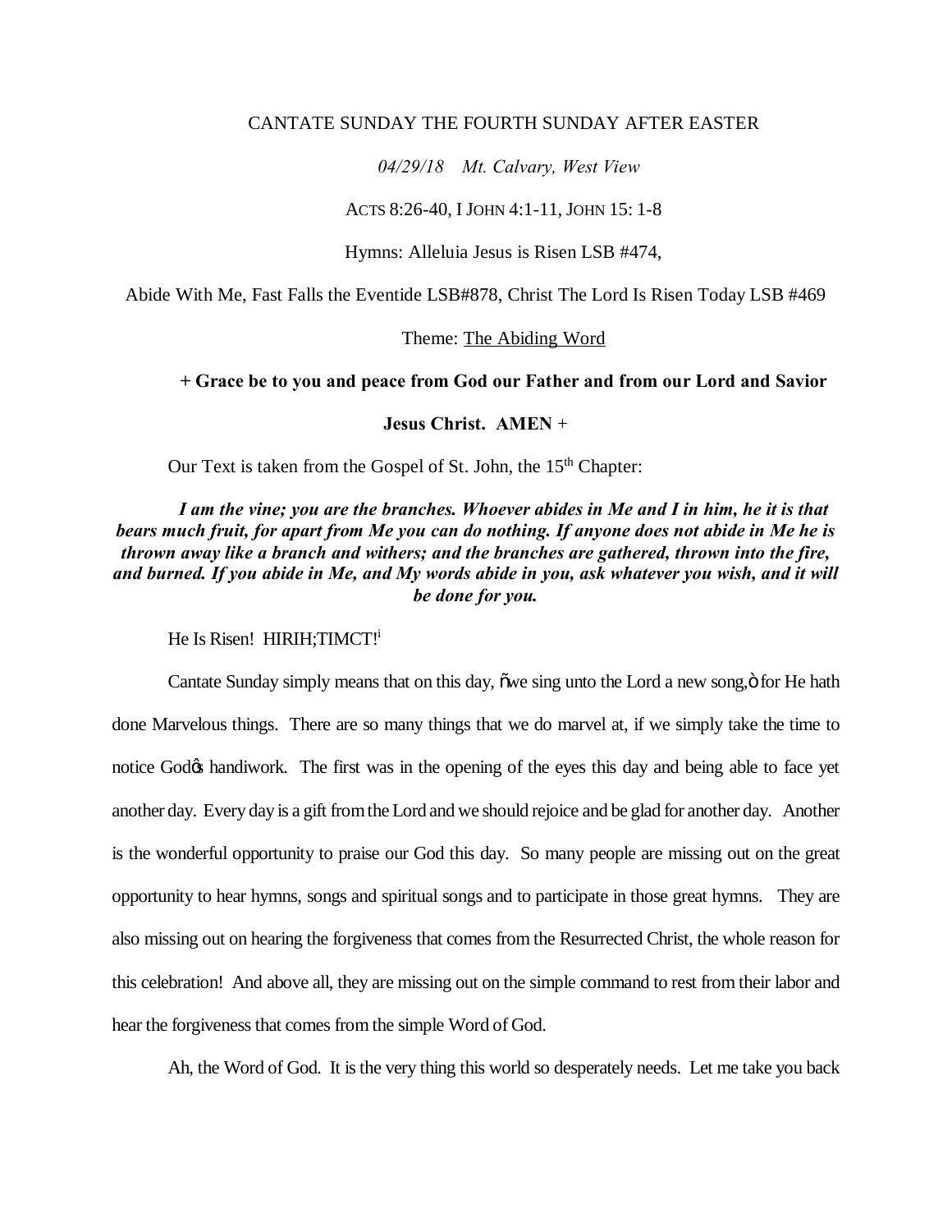CANTATE SUNDAY THE FOURTH SUNDAY AFTER EASTER

*04/29/18 Mt. Calvary, West View*

ACTS 8:26-40, I JOHN 4:1-11, JOHN 15: 1-8

Hymns: Alleluia Jesus is Risen LSB #474,

Abide With Me, Fast Falls the Eventide LSB#878, Christ The Lord Is Risen Today LSB #469

Theme: The Abiding Word

**+ Grace be to you and peace from God our Father and from our Lord and Savior Jesus Christ. AMEN +**

Our Text is taken from the Gospel of St. John, the 15th Chapter:

***I am the vine; you are the branches. Whoever abides in Me and I in him, he it is that bears much fruit, for apart from Me you can do nothing. If anyone does not abide in Me he is thrown away like a branch and withers; and the branches are gathered, thrown into the fire, and burned. If you abide in Me, and My words abide in you, ask whatever you wish, and it will be done for you.***

He Is Risen! HIRIH;TIMCT![i]

Cantate Sunday simply means that on this day, "we sing unto the Lord a new song," for He hath done Marvelous things. There are so many things that we do marvel at, if we simply take the time to notice God's handiwork. The first was in the opening of the eyes this day and being able to face yet another day. Every day is a gift from the Lord and we should rejoice and be glad for another day. Another is the wonderful opportunity to praise our God this day. So many people are missing out on the great opportunity to hear hymns, songs and spiritual songs and to participate in those great hymns. They are also missing out on hearing the forgiveness that comes from the Resurrected Christ, the whole reason for this celebration! And above all, they are missing out on the simple command to rest from their labor and hear the forgiveness that comes from the simple Word of God.

Ah, the Word of God. It is the very thing this world so desperately needs. Let me take you back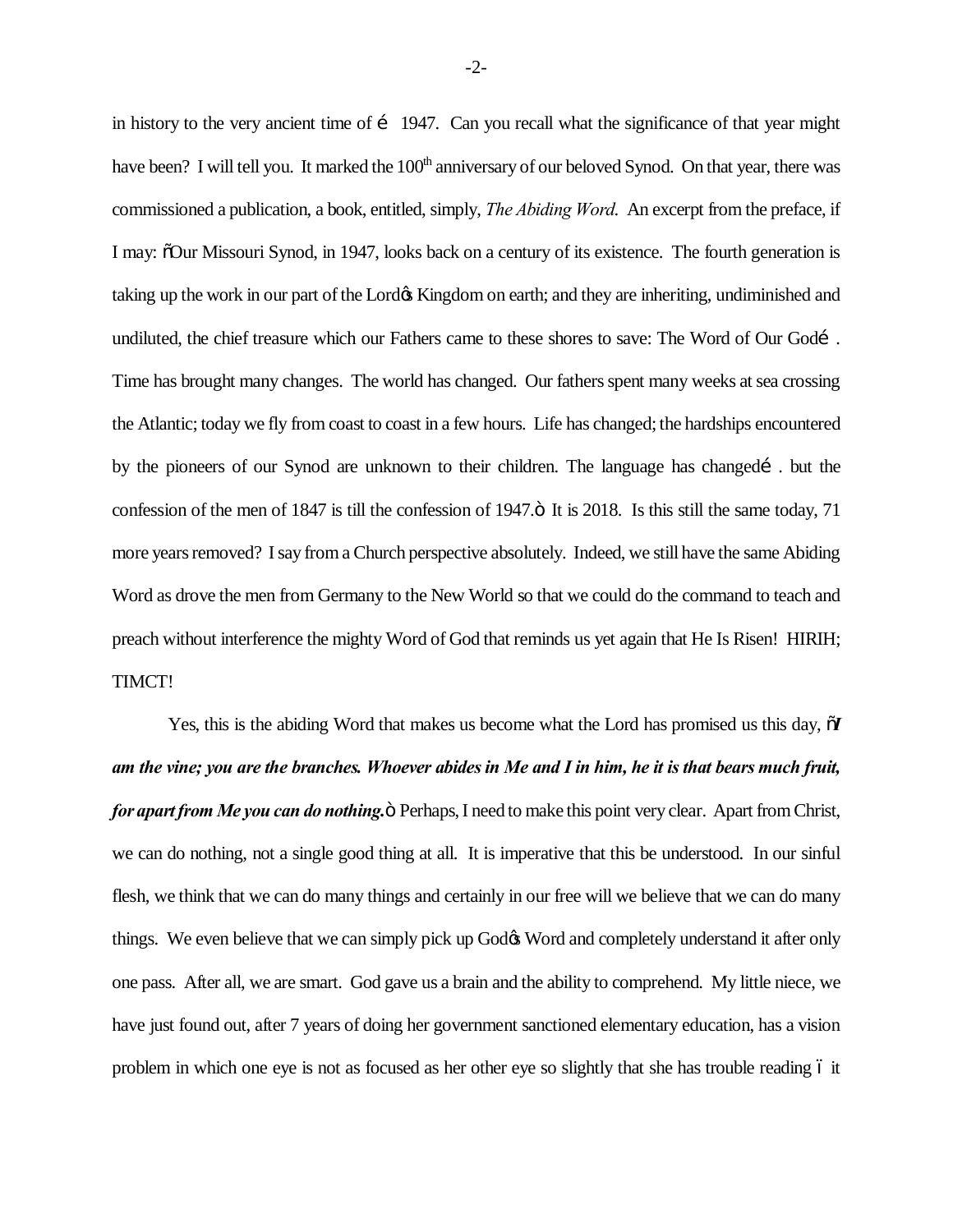in history to the very ancient time of … 1947. Can you recall what the significance of that year might have been? I will tell you. It marked the 100th anniversary of our beloved Synod. On that year, there was commissioned a publication, a book, entitled, simply, *The Abiding Word*. An excerpt from the preface, if I may: "Our Missouri Synod, in 1947, looks back on a century of its existence. The fourth generation is taking up the work in our part of the Lord's Kingdom on earth; and they are inheriting, undiminished and undiluted, the chief treasure which our Fathers came to these shores to save: The Word of Our God…. Time has brought many changes. The world has changed. Our fathers spent many weeks at sea crossing the Atlantic; today we fly from coast to coast in a few hours. Life has changed; the hardships encountered by the pioneers of our Synod are unknown to their children. The language has changed…. but the confession of the men of 1847 is till the confession of 1947." It is 2018. Is this still the same today, 71 more years removed? I say from a Church perspective absolutely. Indeed, we still have the same Abiding Word as drove the men from Germany to the New World so that we could do the command to teach and preach without interference the mighty Word of God that reminds us yet again that He Is Risen! HIRIH; TIMCT!

Yes, this is the abiding Word that makes us become what the Lord has promised us this day, "***I am the vine; you are the branches. Whoever abides in Me and I in him, he it is that bears much fruit, for apart from Me you can do nothing.***" Perhaps, I need to make this point very clear. Apart from Christ, we can do nothing, not a single good thing at all. It is imperative that this be understood. In our sinful flesh, we think that we can do many things and certainly in our free will we believe that we can do many things. We even believe that we can simply pick up God's Word and completely understand it after only one pass. After all, we are smart. God gave us a brain and the ability to comprehend. My little niece, we have just found out, after 7 years of doing her government sanctioned elementary education, has a vision problem in which one eye is not as focused as her other eye so slightly that she has trouble reading – it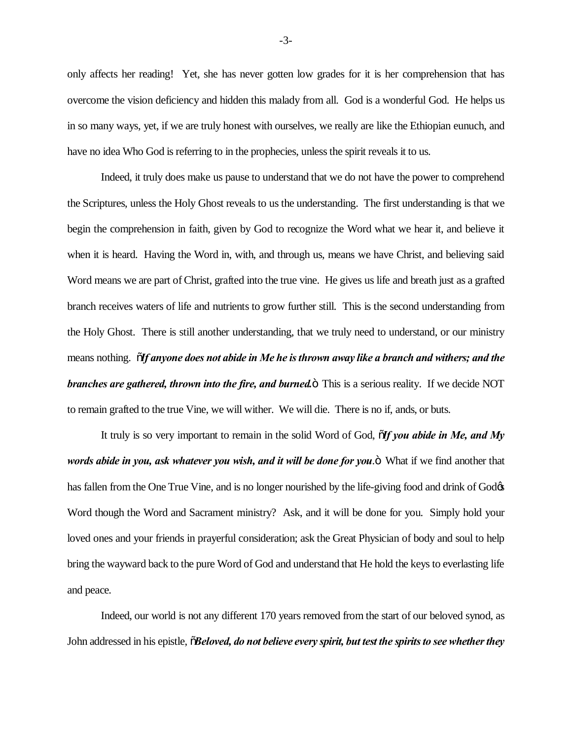only affects her reading! Yet, she has never gotten low grades for it is her comprehension that has overcome the vision deficiency and hidden this malady from all. God is a wonderful God. He helps us in so many ways, yet, if we are truly honest with ourselves, we really are like the Ethiopian eunuch, and have no idea Who God is referring to in the prophecies, unless the spirit reveals it to us.

Indeed, it truly does make us pause to understand that we do not have the power to comprehend the Scriptures, unless the Holy Ghost reveals to us the understanding. The first understanding is that we begin the comprehension in faith, given by God to recognize the Word what we hear it, and believe it when it is heard. Having the Word in, with, and through us, means we have Christ, and believing said Word means we are part of Christ, grafted into the true vine. He gives us life and breath just as a grafted branch receives waters of life and nutrients to grow further still. This is the second understanding from the Holy Ghost. There is still another understanding, that we truly need to understand, or our ministry means nothing. "***If anyone does not abide in Me he is thrown away like a branch and withers; and the branches are gathered, thrown into the fire, and burned.***" This is a serious reality. If we decide NOT to remain grafted to the true Vine, we will wither. We will die. There is no if, ands, or buts.

It truly is so very important to remain in the solid Word of God, "***If you abide in Me, and My words abide in you, ask whatever you wish, and it will be done for you***." What if we find another that has fallen from the One True Vine, and is no longer nourished by the life-giving food and drink of God's Word though the Word and Sacrament ministry? Ask, and it will be done for you. Simply hold your loved ones and your friends in prayerful consideration; ask the Great Physician of body and soul to help bring the wayward back to the pure Word of God and understand that He hold the keys to everlasting life and peace.

Indeed, our world is not any different 170 years removed from the start of our beloved synod, as John addressed in his epistle, "***Beloved, do not believe every spirit, but test the spirits to see whether they***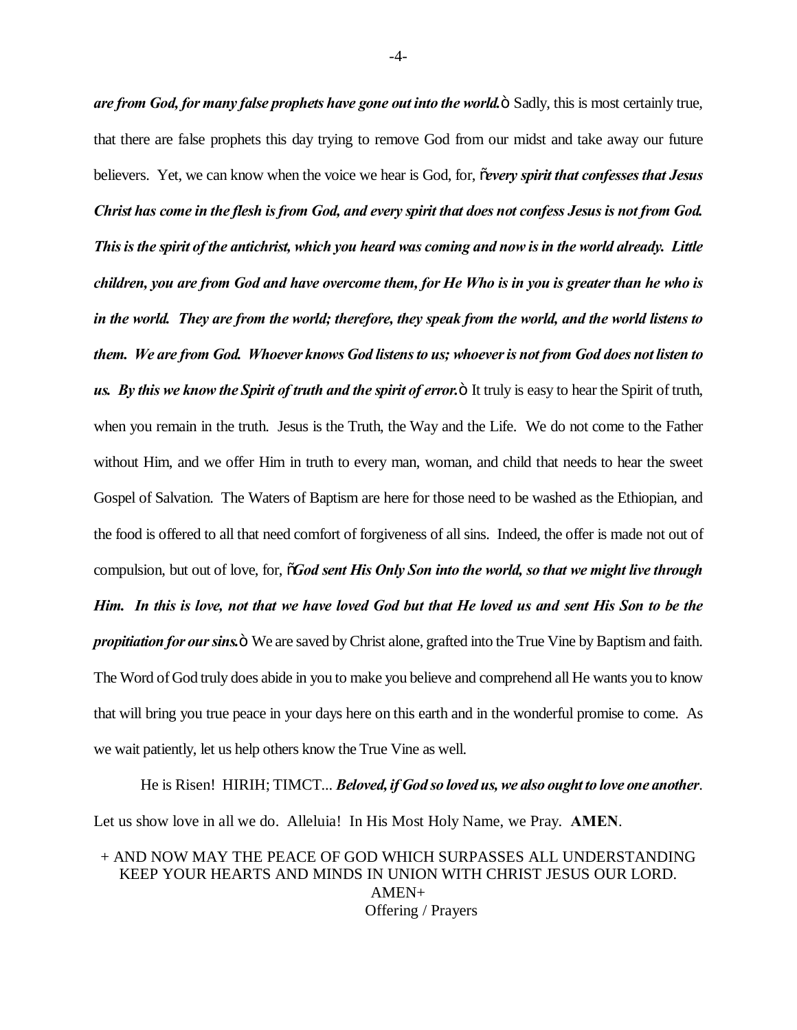*are from God, for many false prophets have gone out into the world.*ö Sadly, this is most certainly true, that there are false prophets this day trying to remove God from our midst and take away our future believers. Yet, we can know when the voice we hear is God, for, õ*every spirit that confesses that Jesus Christ has come in the flesh is from God, and every spirit that does not confess Jesus is not from God. This is the spirit of the antichrist, which you heard was coming and now is in the world already. Little children, you are from God and have overcome them, for He Who is in you is greater than he who is in the world. They are from the world; therefore, they speak from the world, and the world listens to them. We are from God. Whoever knows God listens to us; whoever is not from God does not listen to us. By this we know the Spirit of truth and the spirit of error.*ö It truly is easy to hear the Spirit of truth, when you remain in the truth. Jesus is the Truth, the Way and the Life. We do not come to the Father without Him, and we offer Him in truth to every man, woman, and child that needs to hear the sweet Gospel of Salvation. The Waters of Baptism are here for those need to be washed as the Ethiopian, and the food is offered to all that need comfort of forgiveness of all sins. Indeed, the offer is made not out of compulsion, but out of love, for, õ*God sent His Only Son into the world, so that we might live through Him. In this is love, not that we have loved God but that He loved us and sent His Son to be the propitiation for our sins.*ö We are saved by Christ alone, grafted into the True Vine by Baptism and faith. The Word of God truly does abide in you to make you believe and comprehend all He wants you to know that will bring you true peace in your days here on this earth and in the wonderful promise to come. As we wait patiently, let us help others know the True Vine as well.

He is Risen! HIRIH; TIMCT... ***Beloved, if God so loved us, we also ought to love one another***. Let us show love in all we do. Alleluia! In His Most Holy Name, we Pray. **AMEN**.

+ AND NOW MAY THE PEACE OF GOD WHICH SURPASSES ALL UNDERSTANDING KEEP YOUR HEARTS AND MINDS IN UNION WITH CHRIST JESUS OUR LORD. AMEN+

Offering / Prayers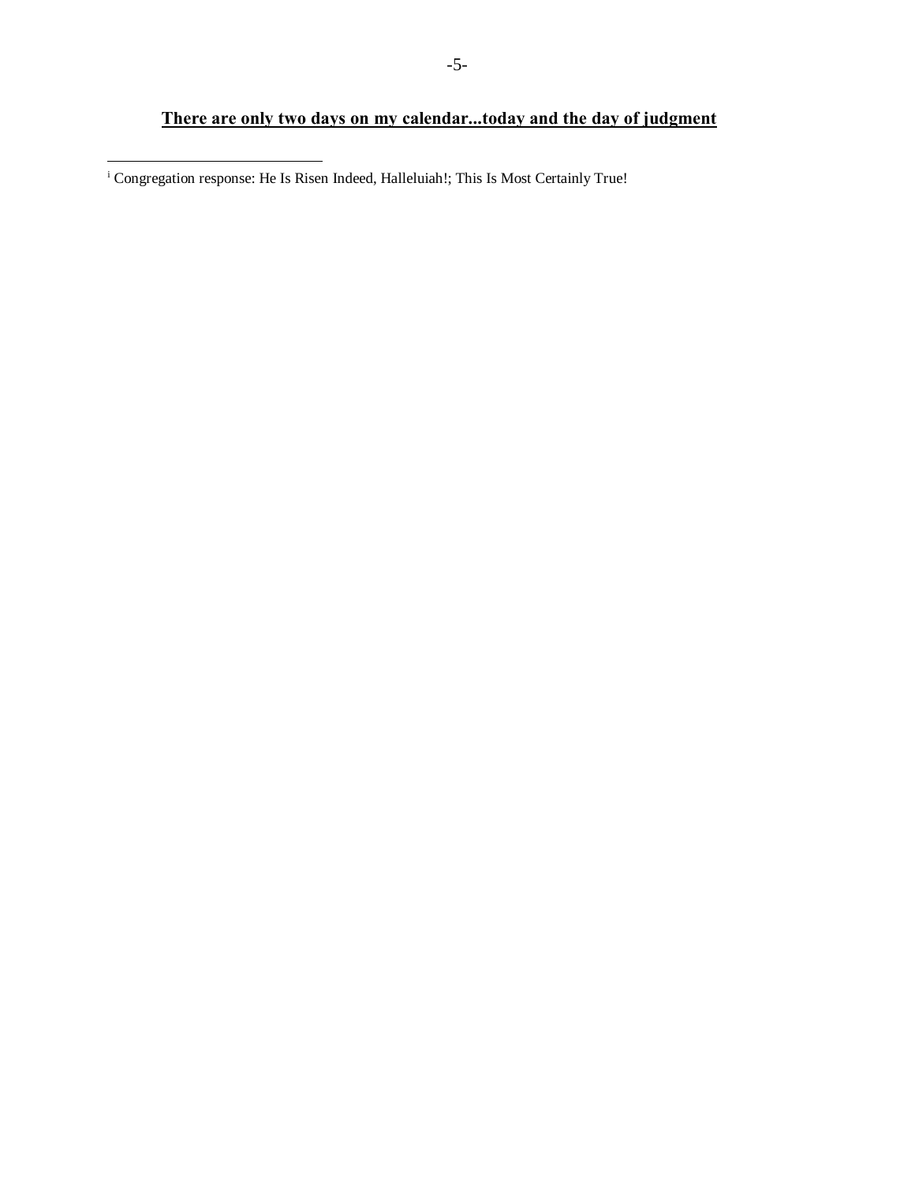**There are only two days on my calendar...today and the day of judgment**

---

[i] Congregation response: He Is Risen Indeed, Halleluiah!; This Is Most Certainly True!